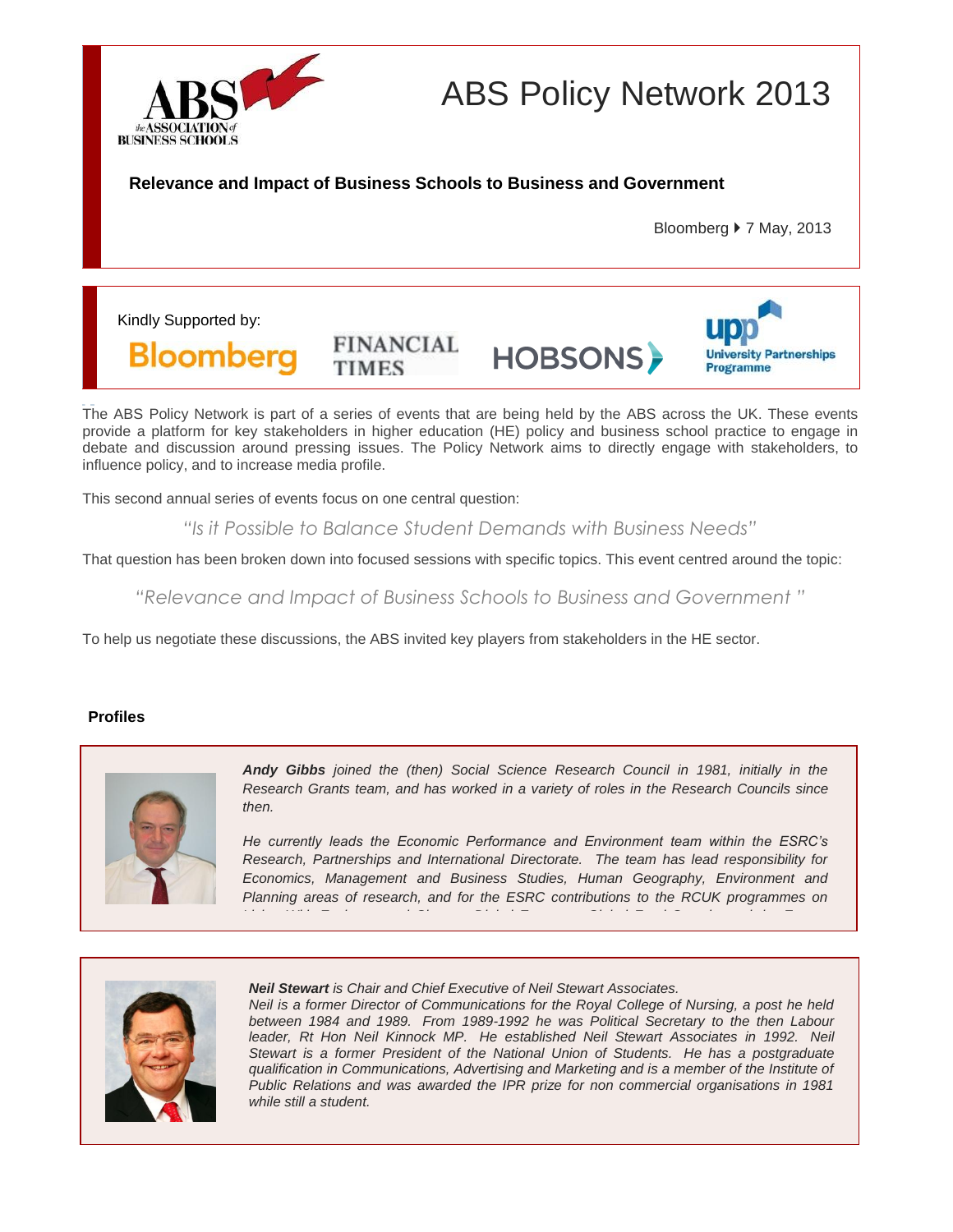# ABS Policy Network 2013

**Relevance and Impact of Business Schools to Business and Government**

Bloomberg ▸ 7 May, 2013

Kindly Supported by:

Bloomberg | FINANCIAL TIMES | HOBSONS | upp University Partnerships Programme

The ABS Policy Network is part of a series of events that are being held by the ABS across the UK. These events provide a platform for key stakeholders in higher education (HE) policy and business school practice to engage in debate and discussion around pressing issues. The Policy Network aims to directly engage with stakeholders, to influence policy, and to increase media profile.

This second annual series of events focus on one central question:

*"Is it Possible to Balance Student Demands with Business Needs"*

That question has been broken down into focused sessions with specific topics. This event centred around the topic:

*"Relevance and Impact of Business Schools to Business and Government "*

To help us negotiate these discussions, the ABS invited key players from stakeholders in the HE sector.

## Profiles

***Andy Gibbs*** *joined the (then) Social Science Research Council in 1981, initially in the Research Grants team, and has worked in a variety of roles in the Research Councils since then.*

*He currently leads the Economic Performance and Environment team within the ESRC's Research, Partnerships and International Directorate. The team has lead responsibility for Economics, Management and Business Studies, Human Geography, Environment and Planning areas of research, and for the ESRC contributions to the RCUK programmes on*

***Neil Stewart*** *is Chair and Chief Executive of Neil Stewart Associates.*
*Neil is a former Director of Communications for the Royal College of Nursing, a post he held between 1984 and 1989. From 1989-1992 he was Political Secretary to the then Labour leader, Rt Hon Neil Kinnock MP. He established Neil Stewart Associates in 1992. Neil Stewart is a former President of the National Union of Students. He has a postgraduate qualification in Communications, Advertising and Marketing and is a member of the Institute of Public Relations and was awarded the IPR prize for non commercial organisations in 1981 while still a student.*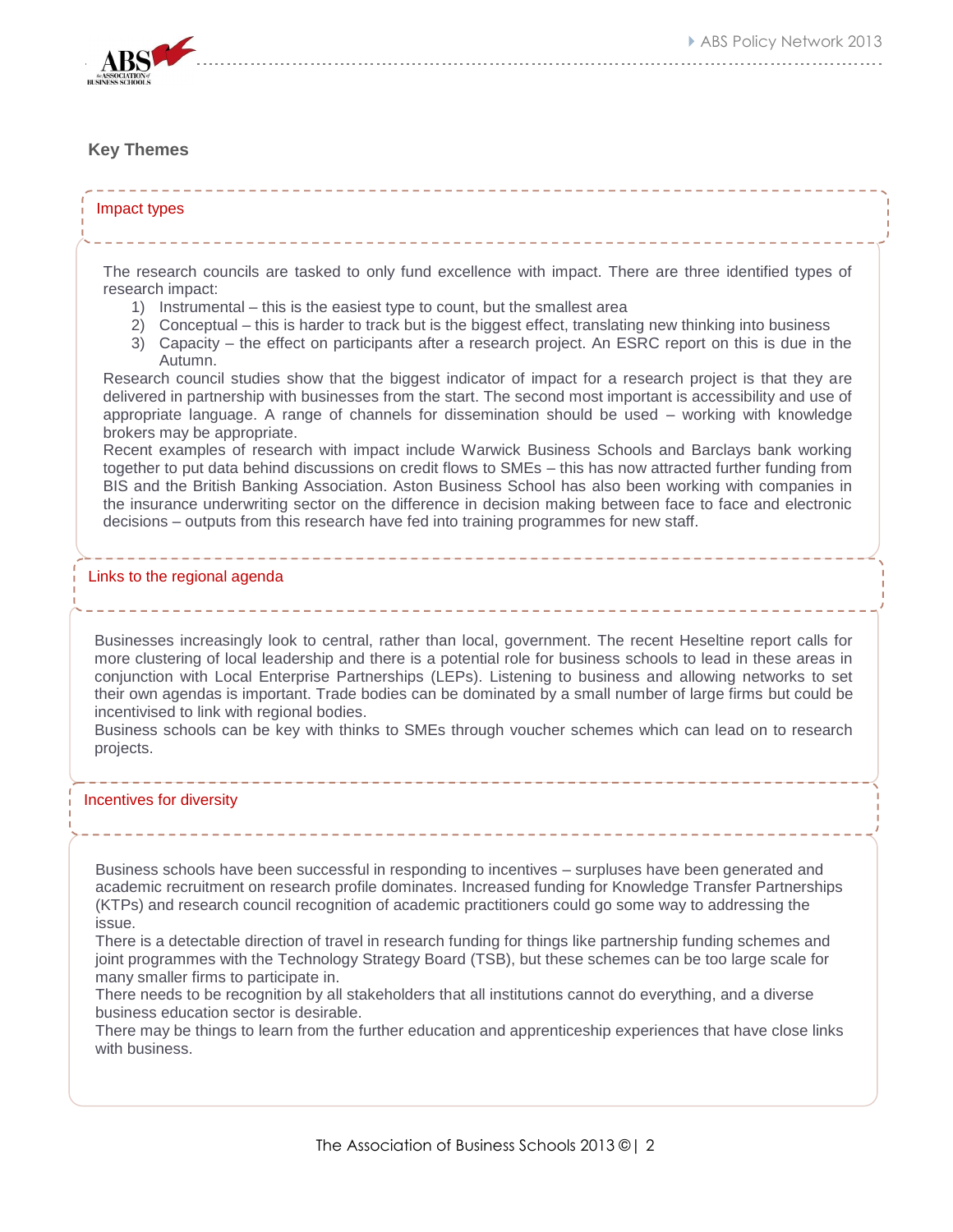## Key Themes

### Impact types

The research councils are tasked to only fund excellence with impact. There are three identified types of research impact:

1) Instrumental – this is the easiest type to count, but the smallest area
2) Conceptual – this is harder to track but is the biggest effect, translating new thinking into business
3) Capacity – the effect on participants after a research project. An ESRC report on this is due in the Autumn.

Research council studies show that the biggest indicator of impact for a research project is that they are delivered in partnership with businesses from the start. The second most important is accessibility and use of appropriate language. A range of channels for dissemination should be used – working with knowledge brokers may be appropriate.

Recent examples of research with impact include Warwick Business Schools and Barclays bank working together to put data behind discussions on credit flows to SMEs – this has now attracted further funding from BIS and the British Banking Association. Aston Business School has also been working with companies in the insurance underwriting sector on the difference in decision making between face to face and electronic decisions – outputs from this research have fed into training programmes for new staff.

### Links to the regional agenda

Businesses increasingly look to central, rather than local, government. The recent Heseltine report calls for more clustering of local leadership and there is a potential role for business schools to lead in these areas in conjunction with Local Enterprise Partnerships (LEPs). Listening to business and allowing networks to set their own agendas is important. Trade bodies can be dominated by a small number of large firms but could be incentivised to link with regional bodies.

Business schools can be key with thinks to SMEs through voucher schemes which can lead on to research projects.

### Incentives for diversity

Business schools have been successful in responding to incentives – surpluses have been generated and academic recruitment on research profile dominates. Increased funding for Knowledge Transfer Partnerships (KTPs) and research council recognition of academic practitioners could go some way to addressing the issue.

There is a detectable direction of travel in research funding for things like partnership funding schemes and joint programmes with the Technology Strategy Board (TSB), but these schemes can be too large scale for many smaller firms to participate in.

There needs to be recognition by all stakeholders that all institutions cannot do everything, and a diverse business education sector is desirable.

There may be things to learn from the further education and apprenticeship experiences that have close links with business.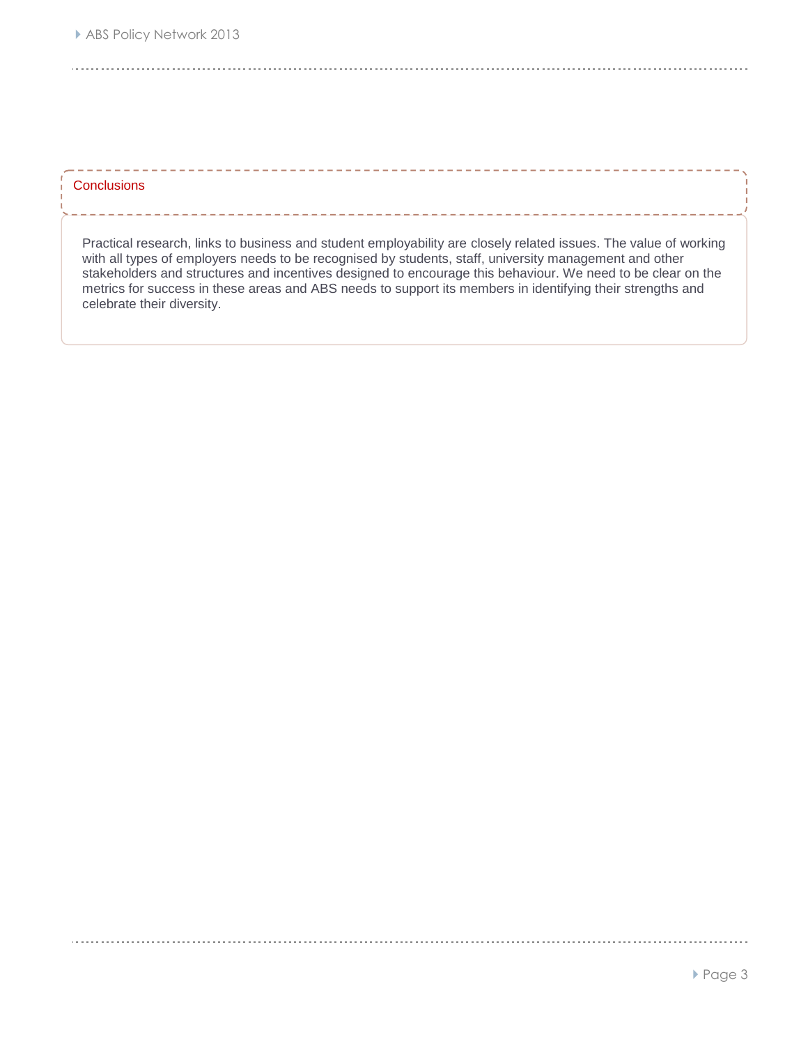## Conclusions

Practical research, links to business and student employability are closely related issues. The value of working with all types of employers needs to be recognised by students, staff, university management and other stakeholders and structures and incentives designed to encourage this behaviour. We need to be clear on the metrics for success in these areas and ABS needs to support its members in identifying their strengths and celebrate their diversity.